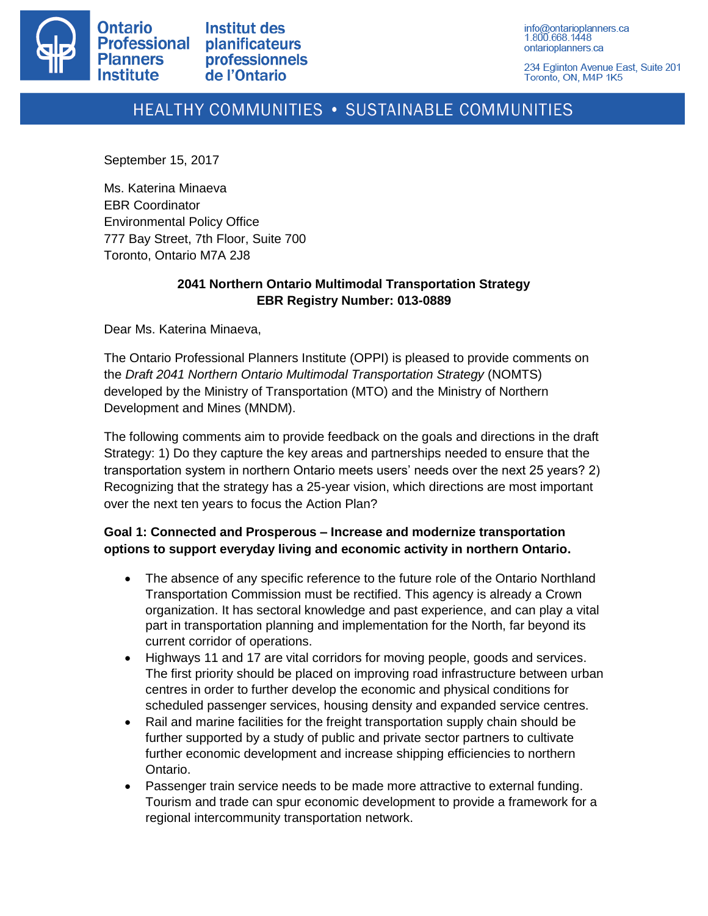Ontario Professional Planners Institute

Institut des planificateurs professionnels de l'Ontario

info@ontarioplanners.ca
1.800.668.1448
ontarioplanners.ca

234 Eglinton Avenue East, Suite 201
Toronto, ON, M4P 1K5

HEALTHY COMMUNITIES • SUSTAINABLE COMMUNITIES

September 15, 2017

Ms. Katerina Minaeva
EBR Coordinator
Environmental Policy Office
777 Bay Street, 7th Floor, Suite 700
Toronto, Ontario M7A 2J8

**2041 Northern Ontario Multimodal Transportation Strategy**
**EBR Registry Number: 013-0889**

Dear Ms. Katerina Minaeva,

The Ontario Professional Planners Institute (OPPI) is pleased to provide comments on the *Draft 2041 Northern Ontario Multimodal Transportation Strategy* (NOMTS) developed by the Ministry of Transportation (MTO) and the Ministry of Northern Development and Mines (MNDM).

The following comments aim to provide feedback on the goals and directions in the draft Strategy: 1) Do they capture the key areas and partnerships needed to ensure that the transportation system in northern Ontario meets users' needs over the next 25 years? 2) Recognizing that the strategy has a 25-year vision, which directions are most important over the next ten years to focus the Action Plan?

**Goal 1: Connected and Prosperous – Increase and modernize transportation options to support everyday living and economic activity in northern Ontario.**

- The absence of any specific reference to the future role of the Ontario Northland Transportation Commission must be rectified. This agency is already a Crown organization. It has sectoral knowledge and past experience, and can play a vital part in transportation planning and implementation for the North, far beyond its current corridor of operations.
- Highways 11 and 17 are vital corridors for moving people, goods and services. The first priority should be placed on improving road infrastructure between urban centres in order to further develop the economic and physical conditions for scheduled passenger services, housing density and expanded service centres.
- Rail and marine facilities for the freight transportation supply chain should be further supported by a study of public and private sector partners to cultivate further economic development and increase shipping efficiencies to northern Ontario.
- Passenger train service needs to be made more attractive to external funding. Tourism and trade can spur economic development to provide a framework for a regional intercommunity transportation network.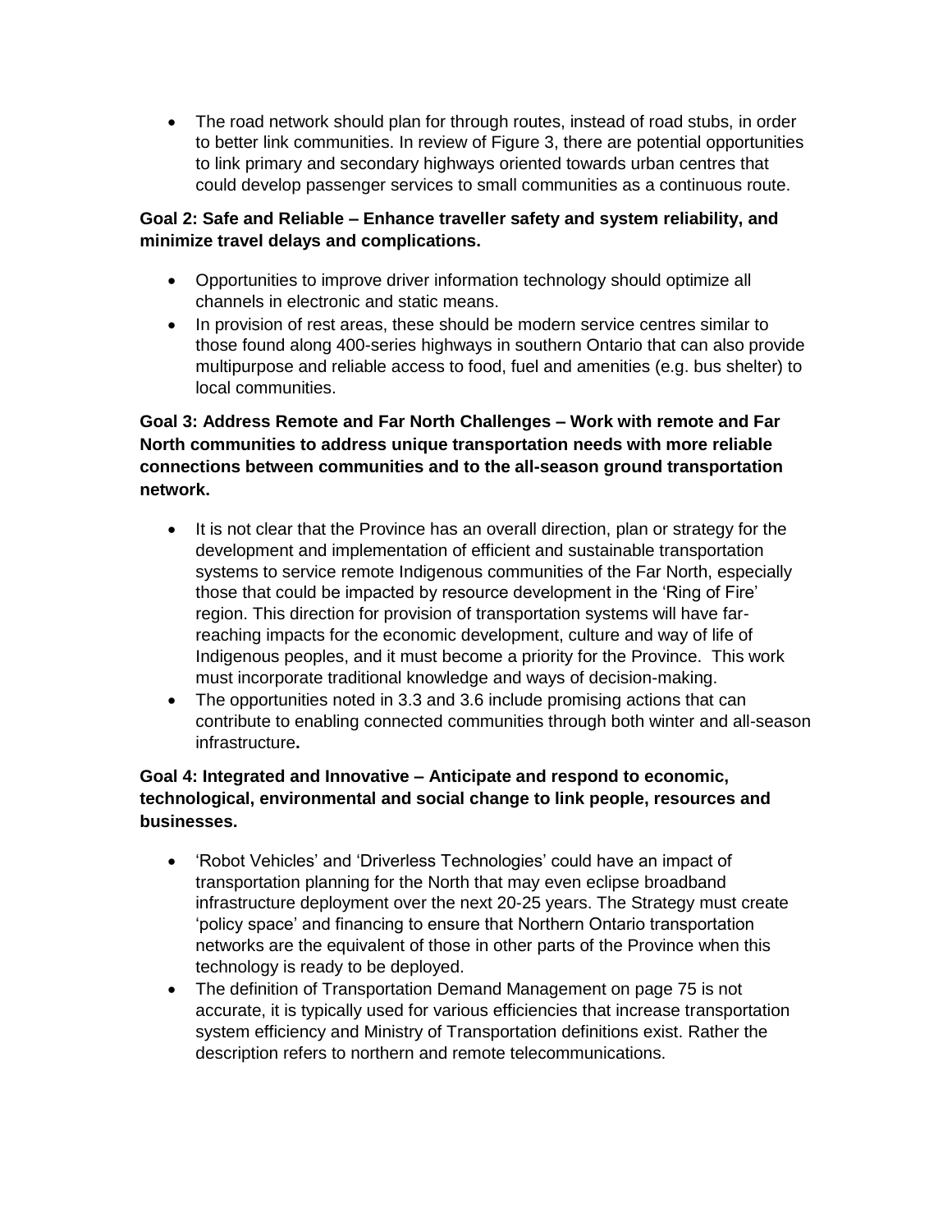- The road network should plan for through routes, instead of road stubs, in order to better link communities. In review of Figure 3, there are potential opportunities to link primary and secondary highways oriented towards urban centres that could develop passenger services to small communities as a continuous route.

**Goal 2: Safe and Reliable – Enhance traveller safety and system reliability, and minimize travel delays and complications.**

- Opportunities to improve driver information technology should optimize all channels in electronic and static means.
- In provision of rest areas, these should be modern service centres similar to those found along 400-series highways in southern Ontario that can also provide multipurpose and reliable access to food, fuel and amenities (e.g. bus shelter) to local communities.

**Goal 3: Address Remote and Far North Challenges – Work with remote and Far North communities to address unique transportation needs with more reliable connections between communities and to the all-season ground transportation network.**

- It is not clear that the Province has an overall direction, plan or strategy for the development and implementation of efficient and sustainable transportation systems to service remote Indigenous communities of the Far North, especially those that could be impacted by resource development in the 'Ring of Fire' region. This direction for provision of transportation systems will have far-reaching impacts for the economic development, culture and way of life of Indigenous peoples, and it must become a priority for the Province. This work must incorporate traditional knowledge and ways of decision-making.
- The opportunities noted in 3.3 and 3.6 include promising actions that can contribute to enabling connected communities through both winter and all-season infrastructure**.**

**Goal 4: Integrated and Innovative – Anticipate and respond to economic, technological, environmental and social change to link people, resources and businesses.**

- 'Robot Vehicles' and 'Driverless Technologies' could have an impact of transportation planning for the North that may even eclipse broadband infrastructure deployment over the next 20-25 years. The Strategy must create 'policy space' and financing to ensure that Northern Ontario transportation networks are the equivalent of those in other parts of the Province when this technology is ready to be deployed.
- The definition of Transportation Demand Management on page 75 is not accurate, it is typically used for various efficiencies that increase transportation system efficiency and Ministry of Transportation definitions exist. Rather the description refers to northern and remote telecommunications.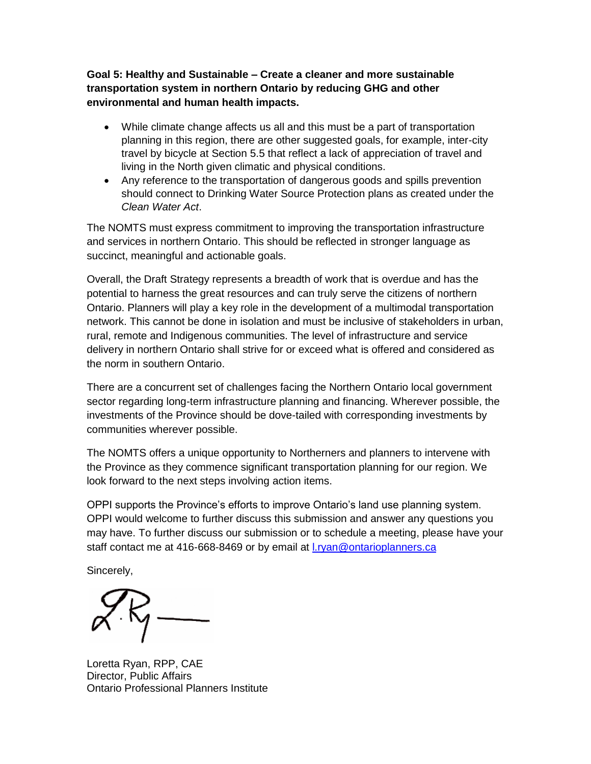**Goal 5: Healthy and Sustainable – Create a cleaner and more sustainable transportation system in northern Ontario by reducing GHG and other environmental and human health impacts.**

- While climate change affects us all and this must be a part of transportation planning in this region, there are other suggested goals, for example, inter-city travel by bicycle at Section 5.5 that reflect a lack of appreciation of travel and living in the North given climatic and physical conditions.
- Any reference to the transportation of dangerous goods and spills prevention should connect to Drinking Water Source Protection plans as created under the *Clean Water Act*.

The NOMTS must express commitment to improving the transportation infrastructure and services in northern Ontario. This should be reflected in stronger language as succinct, meaningful and actionable goals.

Overall, the Draft Strategy represents a breadth of work that is overdue and has the potential to harness the great resources and can truly serve the citizens of northern Ontario. Planners will play a key role in the development of a multimodal transportation network. This cannot be done in isolation and must be inclusive of stakeholders in urban, rural, remote and Indigenous communities. The level of infrastructure and service delivery in northern Ontario shall strive for or exceed what is offered and considered as the norm in southern Ontario.

There are a concurrent set of challenges facing the Northern Ontario local government sector regarding long-term infrastructure planning and financing. Wherever possible, the investments of the Province should be dove-tailed with corresponding investments by communities wherever possible.

The NOMTS offers a unique opportunity to Northerners and planners to intervene with the Province as they commence significant transportation planning for our region. We look forward to the next steps involving action items.

OPPI supports the Province's efforts to improve Ontario's land use planning system. OPPI would welcome to further discuss this submission and answer any questions you may have. To further discuss our submission or to schedule a meeting, please have your staff contact me at 416-668-8469 or by email at l.ryan@ontarioplanners.ca

Sincerely,

Loretta Ryan, RPP, CAE
Director, Public Affairs
Ontario Professional Planners Institute